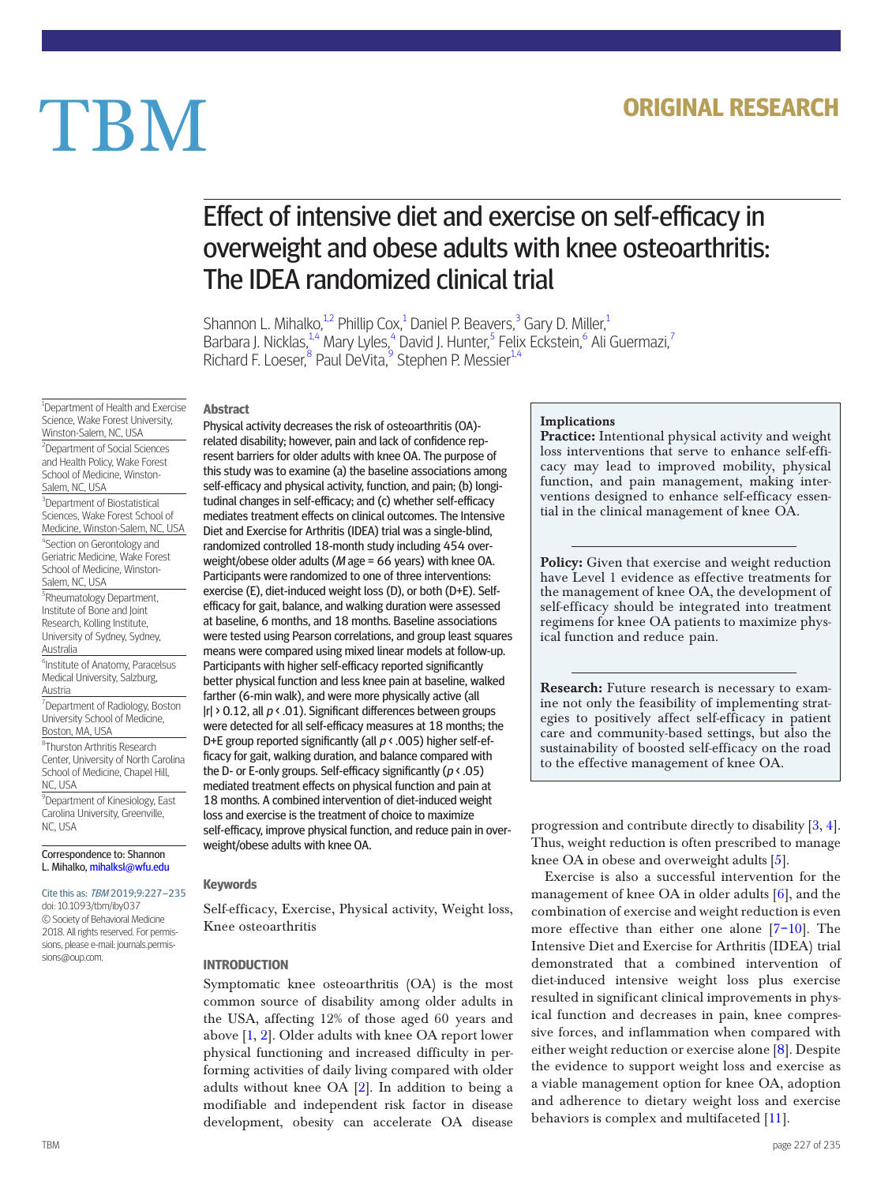ORIGINAL RESEARCH

# Effect of intensive diet and exercise on self-efficacy in overweight and obese adults with knee osteoarthritis: The IDEA randomized clinical trial

Shannon L. Mihalko,[1,2] Phillip Cox,[1] Daniel P. Beavers,[3] Gary D. Miller,[1] Barbara J. Nicklas,[1,4] Mary Lyles,[4] David J. Hunter,[5] Felix Eckstein,[6] Ali Guermazi,[7] Richard F. Loeser,[8] Paul DeVita,[9] Stephen P. Messier[1,4]

[1]Department of Health and Exercise Science, Wake Forest University, Winston-Salem, NC, USA
[2]Department of Social Sciences and Health Policy, Wake Forest School of Medicine, Winston-Salem, NC, USA
[3]Department of Biostatistical Sciences, Wake Forest School of Medicine, Winston-Salem, NC, USA
[4]Section on Gerontology and Geriatric Medicine, Wake Forest School of Medicine, Winston-Salem, NC, USA
[5]Rheumatology Department, Institute of Bone and Joint Research, Kolling Institute, University of Sydney, Sydney, Australia
[6]Institute of Anatomy, Paracelsus Medical University, Salzburg, Austria
[7]Department of Radiology, Boston University School of Medicine, Boston, MA, USA
[8]Thurston Arthritis Research Center, University of North Carolina School of Medicine, Chapel Hill, NC, USA
[9]Department of Kinesiology, East Carolina University, Greenville, NC, USA

Correspondence to: Shannon L. Mihalko, mihalksl@wfu.edu

Cite this as: *TBM* 2019;9:227–235
doi: 10.1093/tbm/iby037
© Society of Behavioral Medicine 2018. All rights reserved. For permissions, please e-mail: journals.permissions@oup.com.

## Abstract

Physical activity decreases the risk of osteoarthritis (OA)-related disability; however, pain and lack of confidence represent barriers for older adults with knee OA. The purpose of this study was to examine (a) the baseline associations among self-efficacy and physical activity, function, and pain; (b) longitudinal changes in self-efficacy; and (c) whether self-efficacy mediates treatment effects on clinical outcomes. The Intensive Diet and Exercise for Arthritis (IDEA) trial was a single-blind, randomized controlled 18-month study including 454 overweight/obese older adults (*M* age = 66 years) with knee OA. Participants were randomized to one of three interventions: exercise (E), diet-induced weight loss (D), or both (D+E). Self-efficacy for gait, balance, and walking duration were assessed at baseline, 6 months, and 18 months. Baseline associations were tested using Pearson correlations, and group least squares means were compared using mixed linear models at follow-up. Participants with higher self-efficacy reported significantly better physical function and less knee pain at baseline, walked farther (6-min walk), and were more physically active (all $|r| > 0.12$, all $p < .01$). Significant differences between groups were detected for all self-efficacy measures at 18 months; the D+E group reported significantly (all $p < .005$) higher self-efficacy for gait, walking duration, and balance compared with the D- or E-only groups. Self-efficacy significantly ($p < .05$) mediated treatment effects on physical function and pain at 18 months. A combined intervention of diet-induced weight loss and exercise is the treatment of choice to maximize self-efficacy, improve physical function, and reduce pain in overweight/obese adults with knee OA.

## Keywords

Self-efficacy, Exercise, Physical activity, Weight loss, Knee osteoarthritis

### Implications

**Practice:** Intentional physical activity and weight loss interventions that serve to enhance self-efficacy may lead to improved mobility, physical function, and pain management, making interventions designed to enhance self-efficacy essential in the clinical management of knee OA.

**Policy:** Given that exercise and weight reduction have Level 1 evidence as effective treatments for the management of knee OA, the development of self-efficacy should be integrated into treatment regimens for knee OA patients to maximize physical function and reduce pain.

**Research:** Future research is necessary to examine not only the feasibility of implementing strategies to positively affect self-efficacy in patient care and community-based settings, but also the sustainability of boosted self-efficacy on the road to the effective management of knee OA.

## INTRODUCTION

Symptomatic knee osteoarthritis (OA) is the most common source of disability among older adults in the USA, affecting 12% of those aged 60 years and above [1, 2]. Older adults with knee OA report lower physical functioning and increased difficulty in performing activities of daily living compared with older adults without knee OA [2]. In addition to being a modifiable and independent risk factor in disease development, obesity can accelerate OA disease progression and contribute directly to disability [3, 4]. Thus, weight reduction is often prescribed to manage knee OA in obese and overweight adults [5].

Exercise is also a successful intervention for the management of knee OA in older adults [6], and the combination of exercise and weight reduction is even more effective than either one alone [7–10]. The Intensive Diet and Exercise for Arthritis (IDEA) trial demonstrated that a combined intervention of diet-induced intensive weight loss plus exercise resulted in significant clinical improvements in physical function and decreases in pain, knee compressive forces, and inflammation when compared with either weight reduction or exercise alone [8]. Despite the evidence to support weight loss and exercise as a viable management option for knee OA, adoption and adherence to dietary weight loss and exercise behaviors is complex and multifaceted [11].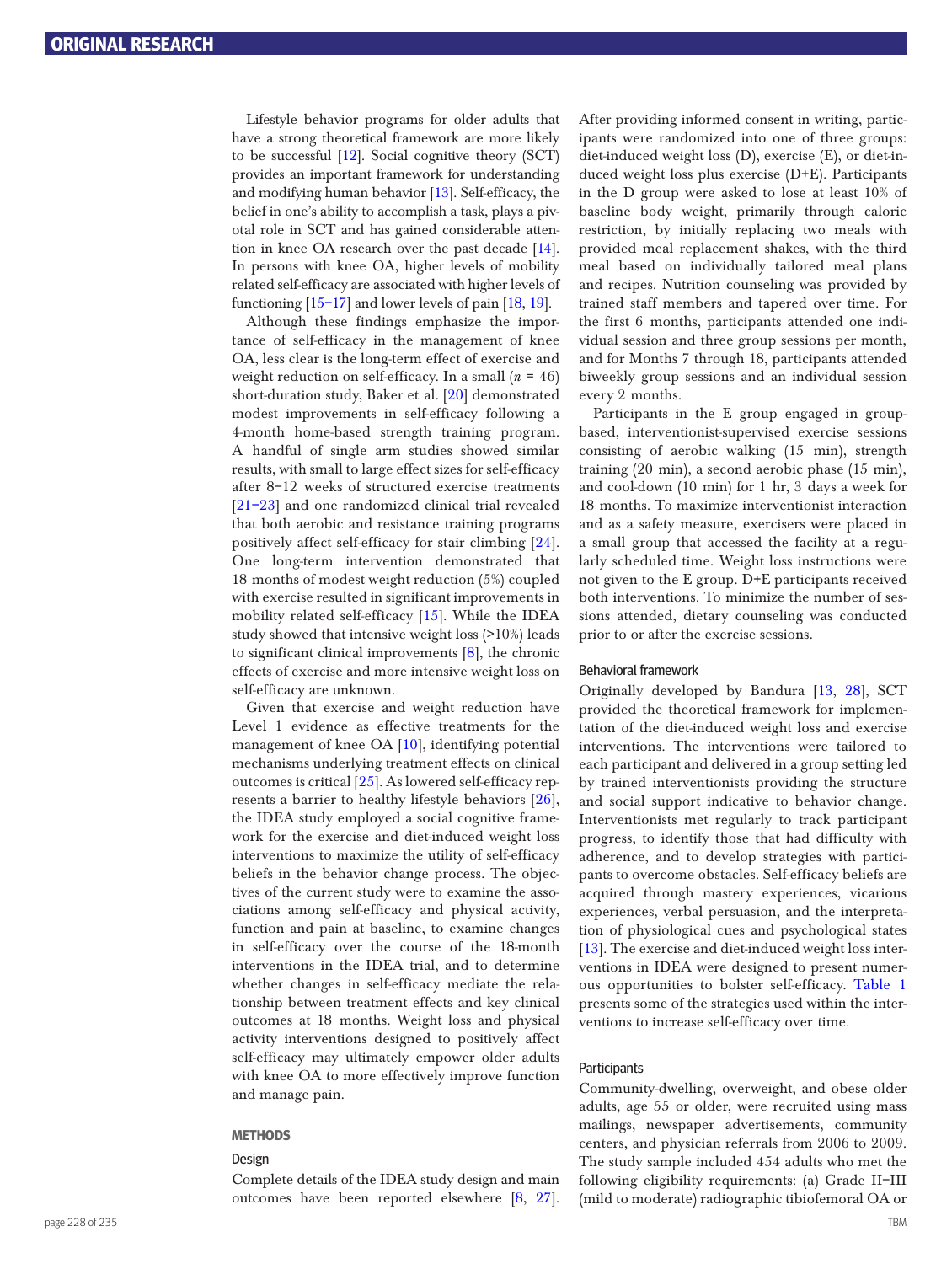Lifestyle behavior programs for older adults that have a strong theoretical framework are more likely to be successful [12]. Social cognitive theory (SCT) provides an important framework for understanding and modifying human behavior [13]. Self-efficacy, the belief in one's ability to accomplish a task, plays a pivotal role in SCT and has gained considerable attention in knee OA research over the past decade [14]. In persons with knee OA, higher levels of mobility related self-efficacy are associated with higher levels of functioning [15–17] and lower levels of pain [18, 19].

Although these findings emphasize the importance of self-efficacy in the management of knee OA, less clear is the long-term effect of exercise and weight reduction on self-efficacy. In a small ($n$ = 46) short-duration study, Baker et al. [20] demonstrated modest improvements in self-efficacy following a 4-month home-based strength training program. A handful of single arm studies showed similar results, with small to large effect sizes for self-efficacy after 8–12 weeks of structured exercise treatments [21–23] and one randomized clinical trial revealed that both aerobic and resistance training programs positively affect self-efficacy for stair climbing [24]. One long-term intervention demonstrated that 18 months of modest weight reduction (5%) coupled with exercise resulted in significant improvements in mobility related self-efficacy [15]. While the IDEA study showed that intensive weight loss (>10%) leads to significant clinical improvements [8], the chronic effects of exercise and more intensive weight loss on self-efficacy are unknown.

Given that exercise and weight reduction have Level 1 evidence as effective treatments for the management of knee OA [10], identifying potential mechanisms underlying treatment effects on clinical outcomes is critical [25]. As lowered self-efficacy represents a barrier to healthy lifestyle behaviors [26], the IDEA study employed a social cognitive framework for the exercise and diet-induced weight loss interventions to maximize the utility of self-efficacy beliefs in the behavior change process. The objectives of the current study were to examine the associations among self-efficacy and physical activity, function and pain at baseline, to examine changes in self-efficacy over the course of the 18-month interventions in the IDEA trial, and to determine whether changes in self-efficacy mediate the relationship between treatment effects and key clinical outcomes at 18 months. Weight loss and physical activity interventions designed to positively affect self-efficacy may ultimately empower older adults with knee OA to more effectively improve function and manage pain.

## METHODS

### Design

Complete details of the IDEA study design and main outcomes have been reported elsewhere [8, 27]. After providing informed consent in writing, participants were randomized into one of three groups: diet-induced weight loss (D), exercise (E), or diet-induced weight loss plus exercise (D+E). Participants in the D group were asked to lose at least 10% of baseline body weight, primarily through caloric restriction, by initially replacing two meals with provided meal replacement shakes, with the third meal based on individually tailored meal plans and recipes. Nutrition counseling was provided by trained staff members and tapered over time. For the first 6 months, participants attended one individual session and three group sessions per month, and for Months 7 through 18, participants attended biweekly group sessions and an individual session every 2 months.

Participants in the E group engaged in group-based, interventionist-supervised exercise sessions consisting of aerobic walking (15 min), strength training (20 min), a second aerobic phase (15 min), and cool-down (10 min) for 1 hr, 3 days a week for 18 months. To maximize interventionist interaction and as a safety measure, exercisers were placed in a small group that accessed the facility at a regularly scheduled time. Weight loss instructions were not given to the E group. D+E participants received both interventions. To minimize the number of sessions attended, dietary counseling was conducted prior to or after the exercise sessions.

### Behavioral framework

Originally developed by Bandura [13, 28], SCT provided the theoretical framework for implementation of the diet-induced weight loss and exercise interventions. The interventions were tailored to each participant and delivered in a group setting led by trained interventionists providing the structure and social support indicative to behavior change. Interventionists met regularly to track participant progress, to identify those that had difficulty with adherence, and to develop strategies with participants to overcome obstacles. Self-efficacy beliefs are acquired through mastery experiences, vicarious experiences, verbal persuasion, and the interpretation of physiological cues and psychological states [13]. The exercise and diet-induced weight loss interventions in IDEA were designed to present numerous opportunities to bolster self-efficacy. Table 1 presents some of the strategies used within the interventions to increase self-efficacy over time.

### Participants

Community-dwelling, overweight, and obese older adults, age 55 or older, were recruited using mass mailings, newspaper advertisements, community centers, and physician referrals from 2006 to 2009. The study sample included 454 adults who met the following eligibility requirements: (a) Grade II–III (mild to moderate) radiographic tibiofemoral OA or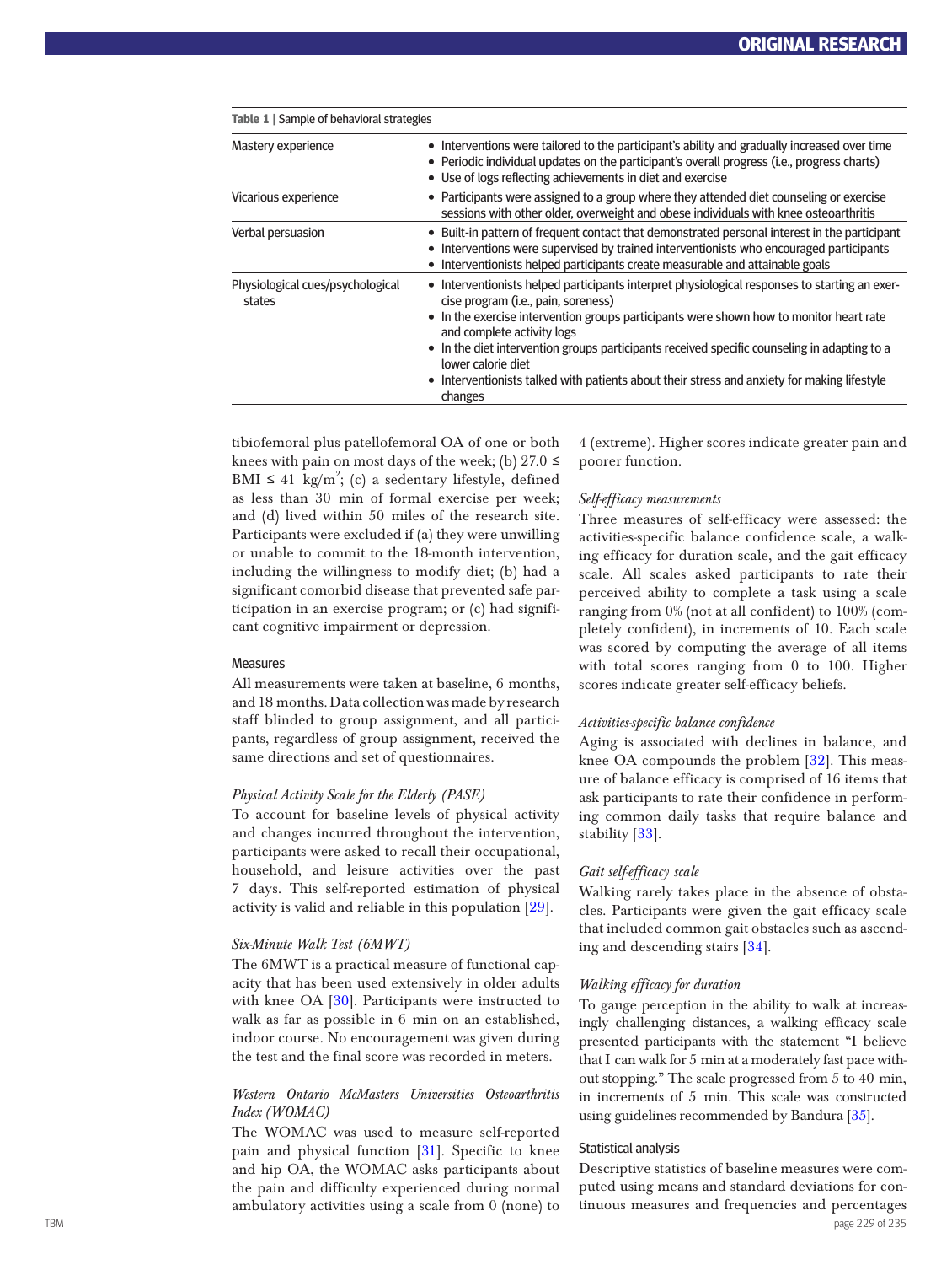**Table 1 | Sample of behavioral strategies**

| | |
|---|---|
| Mastery experience | • Interventions were tailored to the participant's ability and gradually increased over time<br>• Periodic individual updates on the participant's overall progress (i.e., progress charts)<br>• Use of logs reflecting achievements in diet and exercise |
| Vicarious experience | • Participants were assigned to a group where they attended diet counseling or exercise sessions with other older, overweight and obese individuals with knee osteoarthritis |
| Verbal persuasion | • Built-in pattern of frequent contact that demonstrated personal interest in the participant<br>• Interventions were supervised by trained interventionists who encouraged participants<br>• Interventionists helped participants create measurable and attainable goals |
| Physiological cues/psychological states | • Interventionists helped participants interpret physiological responses to starting an exercise program (i.e., pain, soreness)<br>• In the exercise intervention groups participants were shown how to monitor heart rate and complete activity logs<br>• In the diet intervention groups participants received specific counseling in adapting to a lower calorie diet<br>• Interventionists talked with patients about their stress and anxiety for making lifestyle changes |

tibiofemoral plus patellofemoral OA of one or both knees with pain on most days of the week; (b) 27.0 ≤ BMI ≤ 41 kg/m$^2$; (c) a sedentary lifestyle, defined as less than 30 min of formal exercise per week; and (d) lived within 50 miles of the research site. Participants were excluded if (a) they were unwilling or unable to commit to the 18-month intervention, including the willingness to modify diet; (b) had a significant comorbid disease that prevented safe participation in an exercise program; or (c) had significant cognitive impairment or depression.

### Measures

All measurements were taken at baseline, 6 months, and 18 months. Data collection was made by research staff blinded to group assignment, and all participants, regardless of group assignment, received the same directions and set of questionnaires.

#### *Physical Activity Scale for the Elderly (PASE)*

To account for baseline levels of physical activity and changes incurred throughout the intervention, participants were asked to recall their occupational, household, and leisure activities over the past 7 days. This self-reported estimation of physical activity is valid and reliable in this population [29].

#### *Six-Minute Walk Test (6MWT)*

The 6MWT is a practical measure of functional capacity that has been used extensively in older adults with knee OA [30]. Participants were instructed to walk as far as possible in 6 min on an established, indoor course. No encouragement was given during the test and the final score was recorded in meters.

#### *Western Ontario McMasters Universities Osteoarthritis Index (WOMAC)*

The WOMAC was used to measure self-reported pain and physical function [31]. Specific to knee and hip OA, the WOMAC asks participants about the pain and difficulty experienced during normal ambulatory activities using a scale from 0 (none) to 4 (extreme). Higher scores indicate greater pain and poorer function.

#### *Self-efficacy measurements*

Three measures of self-efficacy were assessed: the activities-specific balance confidence scale, a walking efficacy for duration scale, and the gait efficacy scale. All scales asked participants to rate their perceived ability to complete a task using a scale ranging from 0% (not at all confident) to 100% (completely confident), in increments of 10. Each scale was scored by computing the average of all items with total scores ranging from 0 to 100. Higher scores indicate greater self-efficacy beliefs.

#### *Activities-specific balance confidence*

Aging is associated with declines in balance, and knee OA compounds the problem [32]. This measure of balance efficacy is comprised of 16 items that ask participants to rate their confidence in performing common daily tasks that require balance and stability [33].

#### *Gait self-efficacy scale*

Walking rarely takes place in the absence of obstacles. Participants were given the gait efficacy scale that included common gait obstacles such as ascending and descending stairs [34].

#### *Walking efficacy for duration*

To gauge perception in the ability to walk at increasingly challenging distances, a walking efficacy scale presented participants with the statement "I believe that I can walk for 5 min at a moderately fast pace without stopping." The scale progressed from 5 to 40 min, in increments of 5 min. This scale was constructed using guidelines recommended by Bandura [35].

### Statistical analysis

Descriptive statistics of baseline measures were computed using means and standard deviations for continuous measures and frequencies and percentages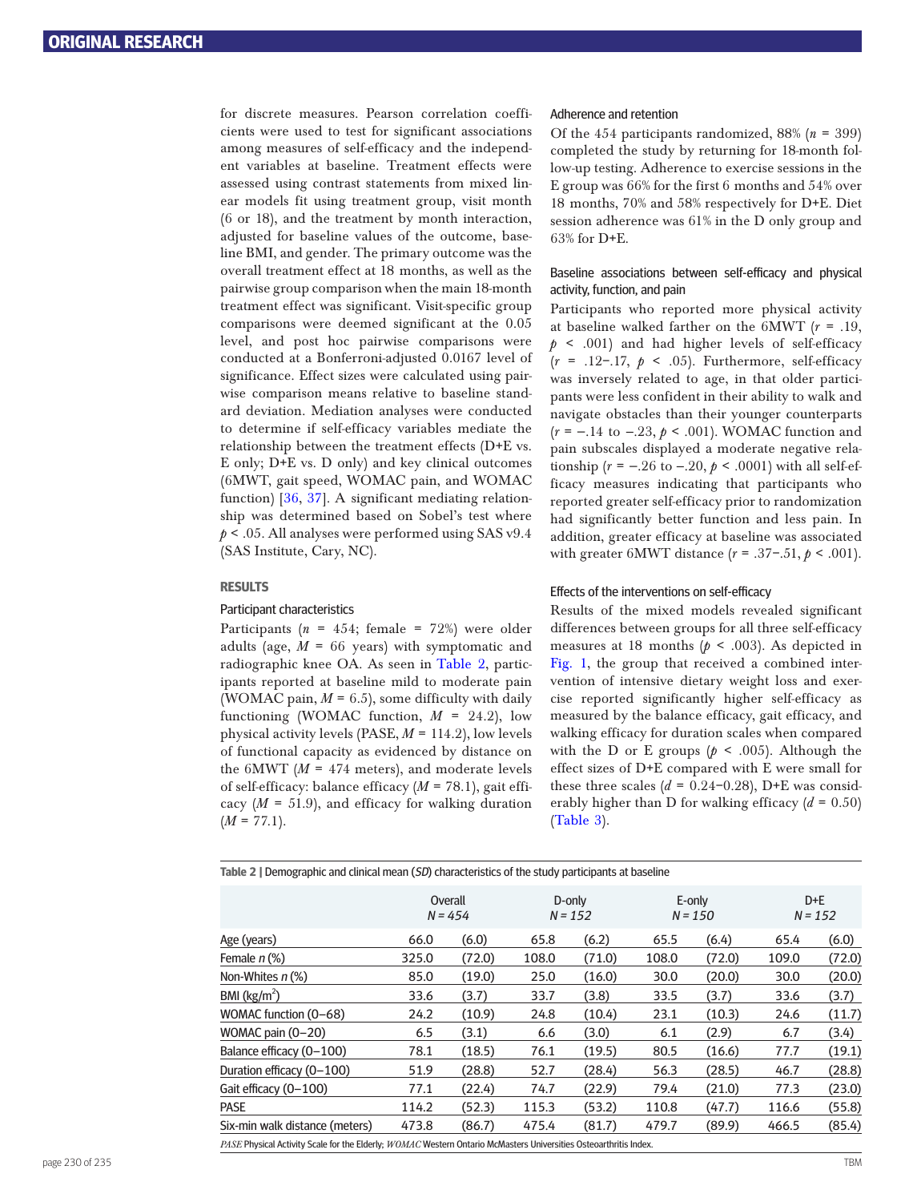for discrete measures. Pearson correlation coefficients were used to test for significant associations among measures of self-efficacy and the independent variables at baseline. Treatment effects were assessed using contrast statements from mixed linear models fit using treatment group, visit month (6 or 18), and the treatment by month interaction, adjusted for baseline values of the outcome, baseline BMI, and gender. The primary outcome was the overall treatment effect at 18 months, as well as the pairwise group comparison when the main 18-month treatment effect was significant. Visit-specific group comparisons were deemed significant at the 0.05 level, and post hoc pairwise comparisons were conducted at a Bonferroni-adjusted 0.0167 level of significance. Effect sizes were calculated using pairwise comparison means relative to baseline standard deviation. Mediation analyses were conducted to determine if self-efficacy variables mediate the relationship between the treatment effects (D+E vs. E only; D+E vs. D only) and key clinical outcomes (6MWT, gait speed, WOMAC pain, and WOMAC function) [36, 37]. A significant mediating relationship was determined based on Sobel's test where $p < .05$. All analyses were performed using SAS v9.4 (SAS Institute, Cary, NC).

## RESULTS

### Participant characteristics

Participants ($n$ = 454; female = 72%) were older adults (age, $M$ = 66 years) with symptomatic and radiographic knee OA. As seen in Table 2, participants reported at baseline mild to moderate pain (WOMAC pain, $M$ = 6.5), some difficulty with daily functioning (WOMAC function, $M$ = 24.2), low physical activity levels (PASE, $M$ = 114.2), low levels of functional capacity as evidenced by distance on the 6MWT ($M$ = 474 meters), and moderate levels of self-efficacy: balance efficacy ($M$ = 78.1), gait efficacy ($M$ = 51.9), and efficacy for walking duration ($M$ = 77.1).

### Adherence and retention

Of the 454 participants randomized, 88% ($n$ = 399) completed the study by returning for 18-month follow-up testing. Adherence to exercise sessions in the E group was 66% for the first 6 months and 54% over 18 months, 70% and 58% respectively for D+E. Diet session adherence was 61% in the D only group and 63% for D+E.

### Baseline associations between self-efficacy and physical activity, function, and pain

Participants who reported more physical activity at baseline walked farther on the 6MWT ($r$ = .19, $p < .001$) and had higher levels of self-efficacy ($r$ = .12–.17, $p < .05$). Furthermore, self-efficacy was inversely related to age, in that older participants were less confident in their ability to walk and navigate obstacles than their younger counterparts ($r$ = −.14 to −.23, $p < .001$). WOMAC function and pain subscales displayed a moderate negative relationship ($r$ = −.26 to −.20, $p < .0001$) with all self-efficacy measures indicating that participants who reported greater self-efficacy prior to randomization had significantly better function and less pain. In addition, greater efficacy at baseline was associated with greater 6MWT distance ($r$ = .37–.51, $p < .001$).

### Effects of the interventions on self-efficacy

Results of the mixed models revealed significant differences between groups for all three self-efficacy measures at 18 months ($p < .003$). As depicted in Fig. 1, the group that received a combined intervention of intensive dietary weight loss and exercise reported significantly higher self-efficacy as measured by the balance efficacy, gait efficacy, and walking efficacy for duration scales when compared with the D or E groups ($p < .005$). Although the effect sizes of D+E compared with E were small for these three scales ($d$ = 0.24–0.28), D+E was considerably higher than D for walking efficacy ($d$ = 0.50) (Table 3).

**Table 2** | Demographic and clinical mean (*SD*) characteristics of the study participants at baseline

| | Overall *N* = 454 | | D-only *N* = 152 | | E-only *N* = 150 | | D+E *N* = 152 | |
|---|---|---|---|---|---|---|---|---|
| Age (years) | 66.0 | (6.0) | 65.8 | (6.2) | 65.5 | (6.4) | 65.4 | (6.0) |
| Female *n* (%) | 325.0 | (72.0) | 108.0 | (71.0) | 108.0 | (72.0) | 109.0 | (72.0) |
| Non-Whites *n* (%) | 85.0 | (19.0) | 25.0 | (16.0) | 30.0 | (20.0) | 30.0 | (20.0) |
| BMI (kg/m$^2$) | 33.6 | (3.7) | 33.7 | (3.8) | 33.5 | (3.7) | 33.6 | (3.7) |
| WOMAC function (0–68) | 24.2 | (10.9) | 24.8 | (10.4) | 23.1 | (10.3) | 24.6 | (11.7) |
| WOMAC pain (0–20) | 6.5 | (3.1) | 6.6 | (3.0) | 6.1 | (2.9) | 6.7 | (3.4) |
| Balance efficacy (0–100) | 78.1 | (18.5) | 76.1 | (19.5) | 80.5 | (16.6) | 77.7 | (19.1) |
| Duration efficacy (0–100) | 51.9 | (28.8) | 52.7 | (28.4) | 56.3 | (28.5) | 46.7 | (28.8) |
| Gait efficacy (0–100) | 77.1 | (22.4) | 74.7 | (22.9) | 79.4 | (21.0) | 77.3 | (23.0) |
| PASE | 114.2 | (52.3) | 115.3 | (53.2) | 110.8 | (47.7) | 116.6 | (55.8) |
| Six-min walk distance (meters) | 473.8 | (86.7) | 475.4 | (81.7) | 479.7 | (89.9) | 466.5 | (85.4) |

*PASE* Physical Activity Scale for the Elderly; *WOMAC* Western Ontario McMasters Universities Osteoarthritis Index.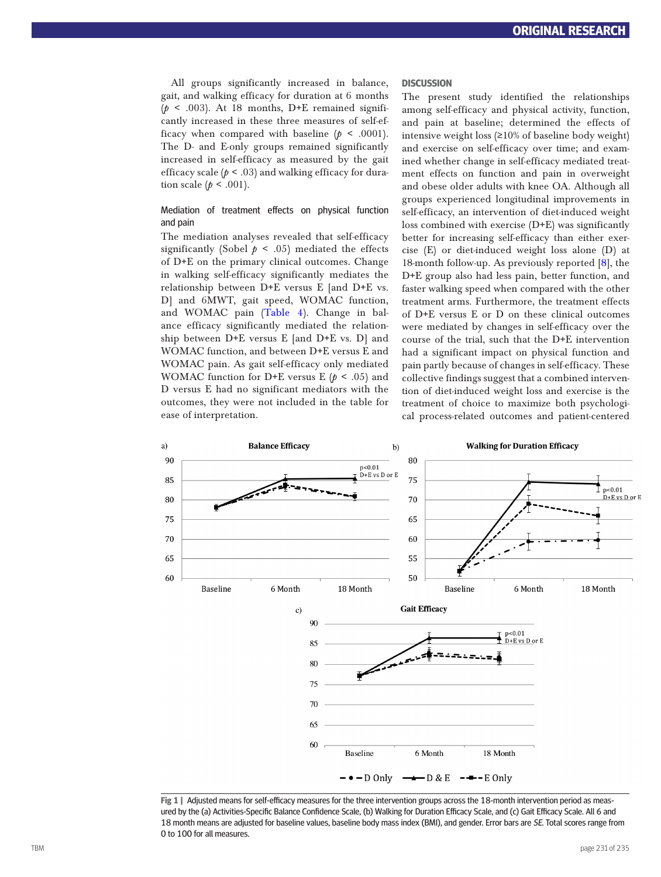All groups significantly increased in balance, gait, and walking efficacy for duration at 6 months ($p$ < .003). At 18 months, D+E remained significantly increased in these three measures of self-efficacy when compared with baseline ($p$ < .0001). The D- and E-only groups remained significantly increased in self-efficacy as measured by the gait efficacy scale ($p$ < .03) and walking efficacy for duration scale ($p$ < .001).

### Mediation of treatment effects on physical function and pain

The mediation analyses revealed that self-efficacy significantly (Sobel $p$ < .05) mediated the effects of D+E on the primary clinical outcomes. Change in walking self-efficacy significantly mediates the relationship between D+E versus E [and D+E vs. D] and 6MWT, gait speed, WOMAC function, and WOMAC pain (Table 4). Change in balance efficacy significantly mediated the relationship between D+E versus E [and D+E vs. D] and WOMAC function, and between D+E versus E and WOMAC pain. As gait self-efficacy only mediated WOMAC function for D+E versus E ($p$ < .05) and D versus E had no significant mediators with the outcomes, they were not included in the table for ease of interpretation.

## DISCUSSION

The present study identified the relationships among self-efficacy and physical activity, function, and pain at baseline; determined the effects of intensive weight loss (≥10% of baseline body weight) and exercise on self-efficacy over time; and examined whether change in self-efficacy mediated treatment effects on function and pain in overweight and obese older adults with knee OA. Although all groups experienced longitudinal improvements in self-efficacy, an intervention of diet-induced weight loss combined with exercise (D+E) was significantly better for increasing self-efficacy than either exercise (E) or diet-induced weight loss alone (D) at 18-month follow-up. As previously reported [8], the D+E group also had less pain, better function, and faster walking speed when compared with the other treatment arms. Furthermore, the treatment effects of D+E versus E or D on these clinical outcomes were mediated by changes in self-efficacy over the course of the trial, such that the D+E intervention had a significant impact on physical function and pain partly because of changes in self-efficacy. These collective findings suggest that a combined intervention of diet-induced weight loss and exercise is the treatment of choice to maximize both psychological process-related outcomes and patient-centered

**Fig 1 |** Adjusted means for self-efficacy measures for the three intervention groups across the 18-month intervention period as measured by the (a) Activities-Specific Balance Confidence Scale, (b) Walking for Duration Efficacy Scale, and (c) Gait Efficacy Scale. All 6 and 18 month means are adjusted for baseline values, baseline body mass index (BMI), and gender. Error bars are *SE*. Total scores range from 0 to 100 for all measures.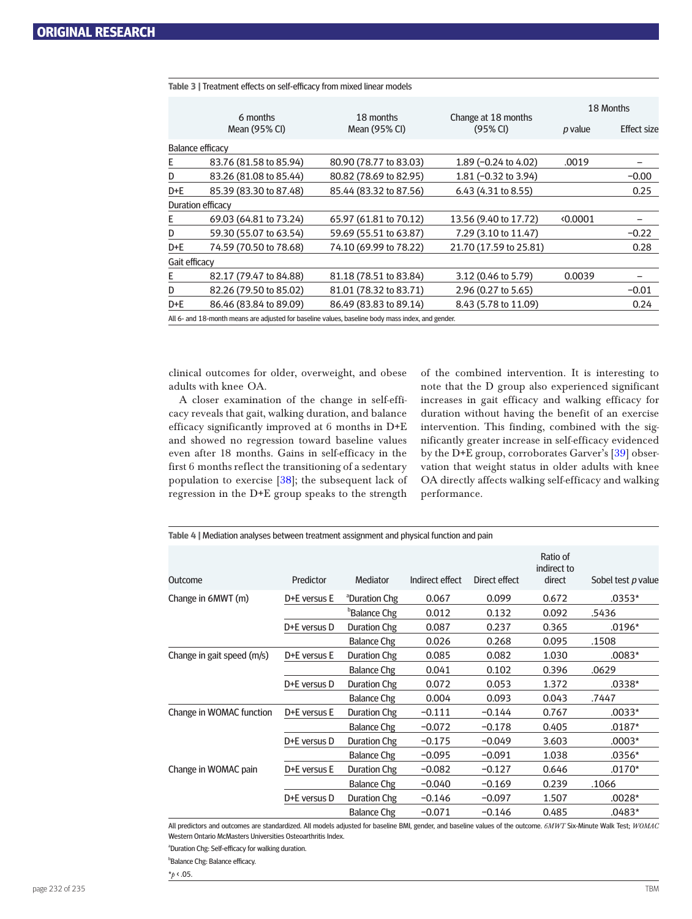**Table 3 |** Treatment effects on self-efficacy from mixed linear models

| | 6 months Mean (95% CI) | 18 months Mean (95% CI) | Change at 18 months (95% CI) | 18 Months | |
|---|---|---|---|---|---|
| | | | | *p* value | Effect size |
| **Balance efficacy** | | | | | |
| E | 83.76 (81.58 to 85.94) | 80.90 (78.77 to 83.03) | 1.89 (−0.24 to 4.02) | .0019 | – |
| D | 83.26 (81.08 to 85.44) | 80.82 (78.69 to 82.95) | 1.81 (−0.32 to 3.94) | | −0.00 |
| D+E | 85.39 (83.30 to 87.48) | 85.44 (83.32 to 87.56) | 6.43 (4.31 to 8.55) | | 0.25 |
| **Duration efficacy** | | | | | |
| E | 69.03 (64.81 to 73.24) | 65.97 (61.81 to 70.12) | 13.56 (9.40 to 17.72) | ‹0.0001 | – |
| D | 59.30 (55.07 to 63.54) | 59.69 (55.51 to 63.87) | 7.29 (3.10 to 11.47) | | −0.22 |
| D+E | 74.59 (70.50 to 78.68) | 74.10 (69.99 to 78.22) | 21.70 (17.59 to 25.81) | | 0.28 |
| **Gait efficacy** | | | | | |
| E | 82.17 (79.47 to 84.88) | 81.18 (78.51 to 83.84) | 3.12 (0.46 to 5.79) | 0.0039 | – |
| D | 82.26 (79.50 to 85.02) | 81.01 (78.32 to 83.71) | 2.96 (0.27 to 5.65) | | −0.01 |
| D+E | 86.46 (83.84 to 89.09) | 86.49 (83.83 to 89.14) | 8.43 (5.78 to 11.09) | | 0.24 |

All 6- and 18-month means are adjusted for baseline values, baseline body mass index, and gender.

clinical outcomes for older, overweight, and obese adults with knee OA.

A closer examination of the change in self-efficacy reveals that gait, walking duration, and balance efficacy significantly improved at 6 months in D+E and showed no regression toward baseline values even after 18 months. Gains in self-efficacy in the first 6 months reflect the transitioning of a sedentary population to exercise [38]; the subsequent lack of regression in the D+E group speaks to the strength of the combined intervention. It is interesting to note that the D group also experienced significant increases in gait efficacy and walking efficacy for duration without having the benefit of an exercise intervention. This finding, combined with the significantly greater increase in self-efficacy evidenced by the D+E group, corroborates Garver's [39] observation that weight status in older adults with knee OA directly affects walking self-efficacy and walking performance.

**Table 4 |** Mediation analyses between treatment assignment and physical function and pain

| Outcome | Predictor | Mediator | Indirect effect | Direct effect | Ratio of indirect to direct | Sobel test *p* value |
|---|---|---|---|---|---|---|
| Change in 6MWT (m) | D+E versus E | [a]Duration Chg | 0.067 | 0.099 | 0.672 | .0353* |
| | | [b]Balance Chg | 0.012 | 0.132 | 0.092 | .5436 |
| | D+E versus D | Duration Chg | 0.087 | 0.237 | 0.365 | .0196* |
| | | Balance Chg | 0.026 | 0.268 | 0.095 | .1508 |
| Change in gait speed (m/s) | D+E versus E | Duration Chg | 0.085 | 0.082 | 1.030 | .0083* |
| | | Balance Chg | 0.041 | 0.102 | 0.396 | .0629 |
| | D+E versus D | Duration Chg | 0.072 | 0.053 | 1.372 | .0338* |
| | | Balance Chg | 0.004 | 0.093 | 0.043 | .7447 |
| Change in WOMAC function | D+E versus E | Duration Chg | −0.111 | −0.144 | 0.767 | .0033* |
| | | Balance Chg | −0.072 | −0.178 | 0.405 | .0187* |
| | D+E versus D | Duration Chg | −0.175 | −0.049 | 3.603 | .0003* |
| | | Balance Chg | −0.095 | −0.091 | 1.038 | .0356* |
| Change in WOMAC pain | D+E versus E | Duration Chg | −0.082 | −0.127 | 0.646 | .0170* |
| | | Balance Chg | −0.040 | −0.169 | 0.239 | .1066 |
| | D+E versus D | Duration Chg | −0.146 | −0.097 | 1.507 | .0028* |
| | | Balance Chg | −0.071 | −0.146 | 0.485 | .0483* |

All predictors and outcomes are standardized. All models adjusted for baseline BMI, gender, and baseline values of the outcome. *6MWT* Six-Minute Walk Test; *WOMAC* Western Ontario McMasters Universities Osteoarthritis Index.

[a]Duration Chg: Self-efficacy for walking duration.

[b]Balance Chg: Balance efficacy.

\**p* ‹ .05.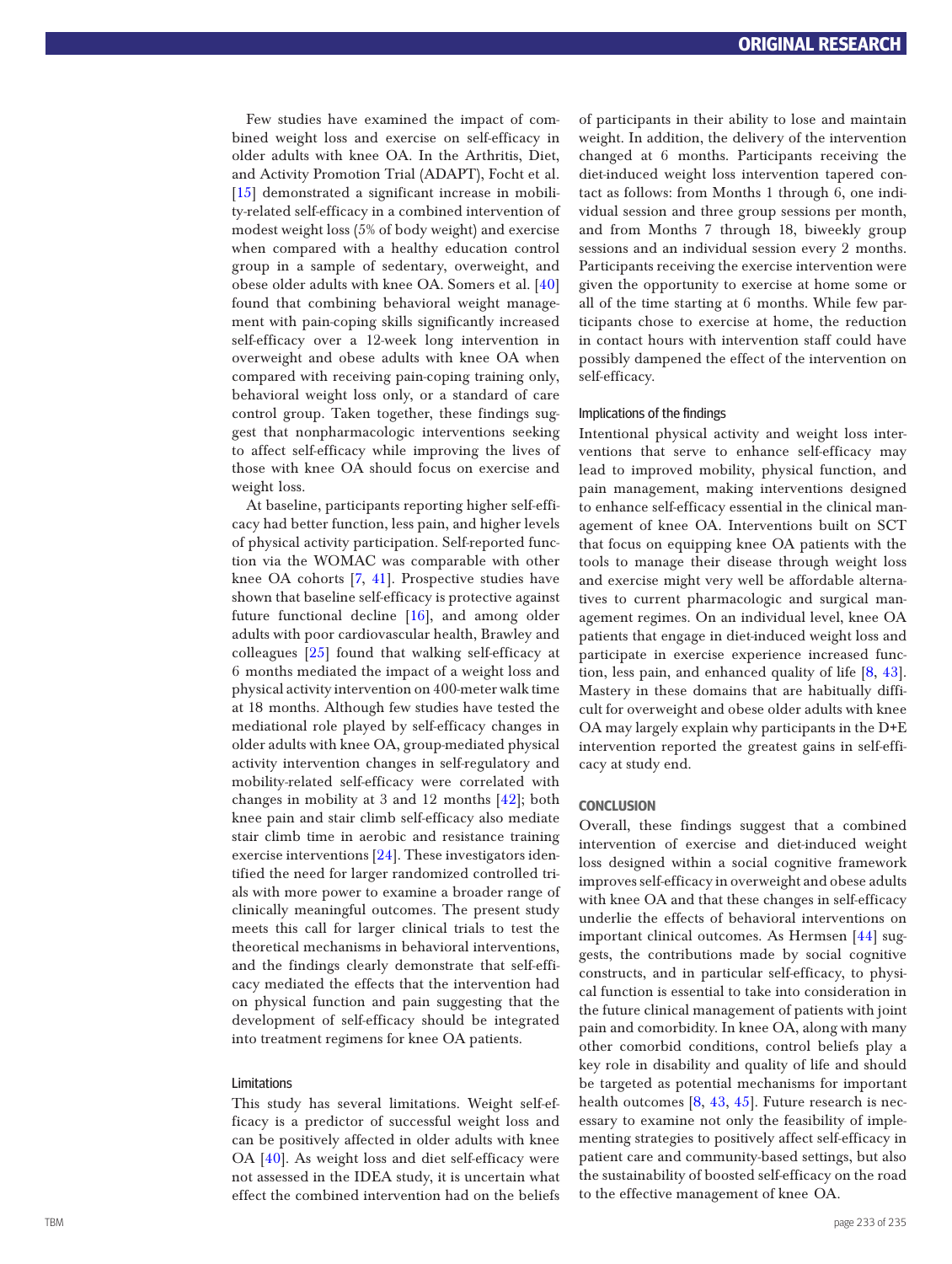Few studies have examined the impact of combined weight loss and exercise on self-efficacy in older adults with knee OA. In the Arthritis, Diet, and Activity Promotion Trial (ADAPT), Focht et al. [15] demonstrated a significant increase in mobility-related self-efficacy in a combined intervention of modest weight loss (5% of body weight) and exercise when compared with a healthy education control group in a sample of sedentary, overweight, and obese older adults with knee OA. Somers et al. [40] found that combining behavioral weight management with pain-coping skills significantly increased self-efficacy over a 12-week long intervention in overweight and obese adults with knee OA when compared with receiving pain-coping training only, behavioral weight loss only, or a standard of care control group. Taken together, these findings suggest that nonpharmacologic interventions seeking to affect self-efficacy while improving the lives of those with knee OA should focus on exercise and weight loss.

At baseline, participants reporting higher self-efficacy had better function, less pain, and higher levels of physical activity participation. Self-reported function via the WOMAC was comparable with other knee OA cohorts [7, 41]. Prospective studies have shown that baseline self-efficacy is protective against future functional decline [16], and among older adults with poor cardiovascular health, Brawley and colleagues [25] found that walking self-efficacy at 6 months mediated the impact of a weight loss and physical activity intervention on 400-meter walk time at 18 months. Although few studies have tested the mediational role played by self-efficacy changes in older adults with knee OA, group-mediated physical activity intervention changes in self-regulatory and mobility-related self-efficacy were correlated with changes in mobility at 3 and 12 months [42]; both knee pain and stair climb self-efficacy also mediate stair climb time in aerobic and resistance training exercise interventions [24]. These investigators identified the need for larger randomized controlled trials with more power to examine a broader range of clinically meaningful outcomes. The present study meets this call for larger clinical trials to test the theoretical mechanisms in behavioral interventions, and the findings clearly demonstrate that self-efficacy mediated the effects that the intervention had on physical function and pain suggesting that the development of self-efficacy should be integrated into treatment regimens for knee OA patients.

### Limitations

This study has several limitations. Weight self-efficacy is a predictor of successful weight loss and can be positively affected in older adults with knee OA [40]. As weight loss and diet self-efficacy were not assessed in the IDEA study, it is uncertain what effect the combined intervention had on the beliefs of participants in their ability to lose and maintain weight. In addition, the delivery of the intervention changed at 6 months. Participants receiving the diet-induced weight loss intervention tapered contact as follows: from Months 1 through 6, one individual session and three group sessions per month, and from Months 7 through 18, biweekly group sessions and an individual session every 2 months. Participants receiving the exercise intervention were given the opportunity to exercise at home some or all of the time starting at 6 months. While few participants chose to exercise at home, the reduction in contact hours with intervention staff could have possibly dampened the effect of the intervention on self-efficacy.

### Implications of the findings

Intentional physical activity and weight loss interventions that serve to enhance self-efficacy may lead to improved mobility, physical function, and pain management, making interventions designed to enhance self-efficacy essential in the clinical management of knee OA. Interventions built on SCT that focus on equipping knee OA patients with the tools to manage their disease through weight loss and exercise might very well be affordable alternatives to current pharmacologic and surgical management regimes. On an individual level, knee OA patients that engage in diet-induced weight loss and participate in exercise experience increased function, less pain, and enhanced quality of life [8, 43]. Mastery in these domains that are habitually difficult for overweight and obese older adults with knee OA may largely explain why participants in the D+E intervention reported the greatest gains in self-efficacy at study end.

## CONCLUSION

Overall, these findings suggest that a combined intervention of exercise and diet-induced weight loss designed within a social cognitive framework improves self-efficacy in overweight and obese adults with knee OA and that these changes in self-efficacy underlie the effects of behavioral interventions on important clinical outcomes. As Hermsen [44] suggests, the contributions made by social cognitive constructs, and in particular self-efficacy, to physical function is essential to take into consideration in the future clinical management of patients with joint pain and comorbidity. In knee OA, along with many other comorbid conditions, control beliefs play a key role in disability and quality of life and should be targeted as potential mechanisms for important health outcomes [8, 43, 45]. Future research is necessary to examine not only the feasibility of implementing strategies to positively affect self-efficacy in patient care and community-based settings, but also the sustainability of boosted self-efficacy on the road to the effective management of knee OA.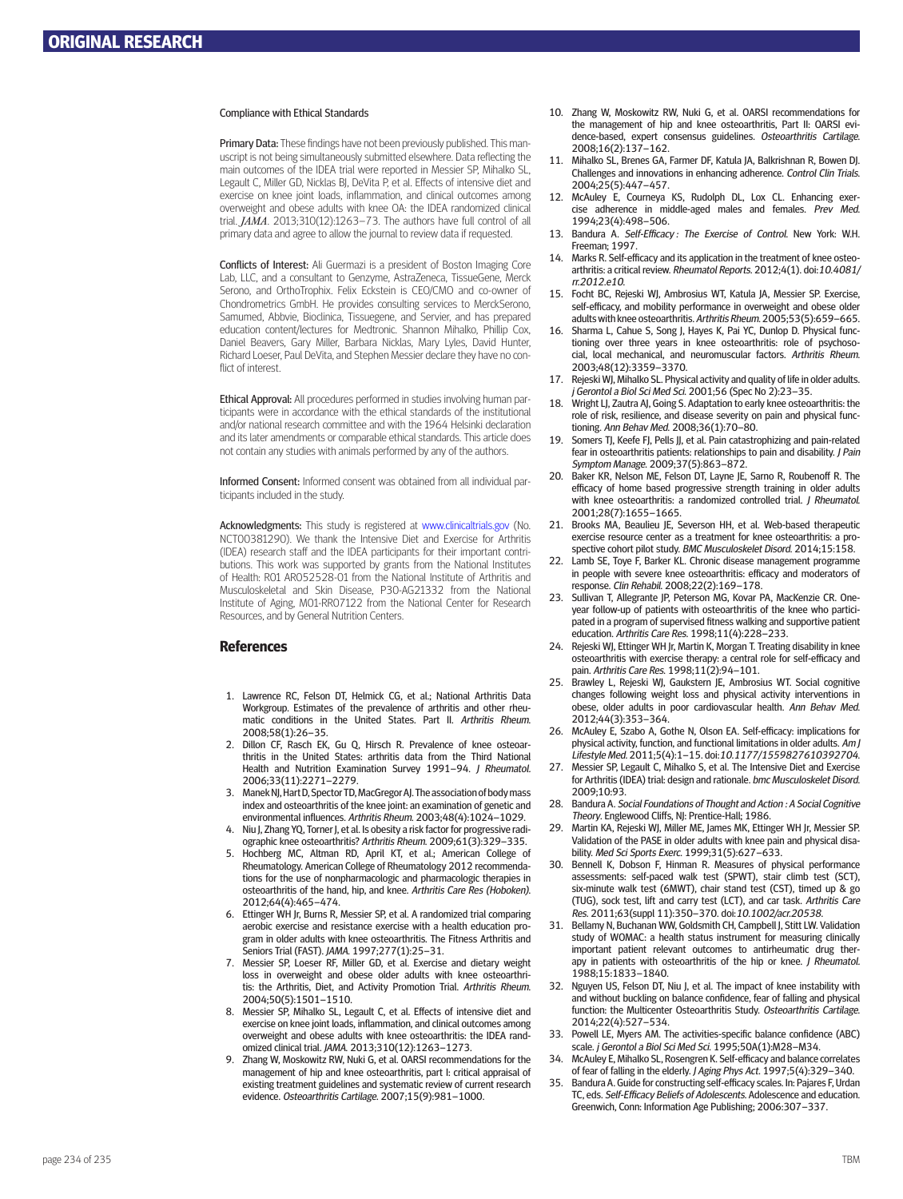Compliance with Ethical Standards

Primary Data: These findings have not been previously published. This manuscript is not being simultaneously submitted elsewhere. Data reflecting the main outcomes of the IDEA trial were reported in Messier SP, Mihalko SL, Legault C, Miller GD, Nicklas BJ, DeVita P, et al. Effects of intensive diet and exercise on knee joint loads, inflammation, and clinical outcomes among overweight and obese adults with knee OA: the IDEA randomized clinical trial. *JAMA*. 2013;310(12):1263–73. The authors have full control of all primary data and agree to allow the journal to review data if requested.

Conflicts of Interest: Ali Guermazi is a president of Boston Imaging Core Lab, LLC, and a consultant to Genzyme, AstraZeneca, TissueGene, Merck Serono, and OrthoTrophix. Felix Eckstein is CEO/CMO and co-owner of Chondrometrics GmbH. He provides consulting services to MerckSerono, Samumed, Abbvie, Bioclinica, Tissuegene, and Servier, and has prepared education content/lectures for Medtronic. Shannon Mihalko, Phillip Cox, Daniel Beavers, Gary Miller, Barbara Nicklas, Mary Lyles, David Hunter, Richard Loeser, Paul DeVita, and Stephen Messier declare they have no conflict of interest.

Ethical Approval: All procedures performed in studies involving human participants were in accordance with the ethical standards of the institutional and/or national research committee and with the 1964 Helsinki declaration and its later amendments or comparable ethical standards. This article does not contain any studies with animals performed by any of the authors.

Informed Consent: Informed consent was obtained from all individual participants included in the study.

Acknowledgments: This study is registered at www.clinicaltrials.gov (No. NCT00381290). We thank the Intensive Diet and Exercise for Arthritis (IDEA) research staff and the IDEA participants for their important contributions. This work was supported by grants from the National Institutes of Health: R01 AR052528-01 from the National Institute of Arthritis and Musculoskeletal and Skin Disease, P30-AG21332 from the National Institute of Aging, M01-RR07122 from the National Center for Research Resources, and by General Nutrition Centers.

## References

1. Lawrence RC, Felson DT, Helmick CG, et al.; National Arthritis Data Workgroup. Estimates of the prevalence of arthritis and other rheumatic conditions in the United States. Part II. *Arthritis Rheum.* 2008;58(1):26–35.
2. Dillon CF, Rasch EK, Gu Q, Hirsch R. Prevalence of knee osteoarthritis in the United States: arthritis data from the Third National Health and Nutrition Examination Survey 1991–94. *J Rheumatol.* 2006;33(11):2271–2279.
3. Manek NJ, Hart D, Spector TD, MacGregor AJ. The association of body mass index and osteoarthritis of the knee joint: an examination of genetic and environmental influences. *Arthritis Rheum.* 2003;48(4):1024–1029.
4. Niu J, Zhang YQ, Torner J, et al. Is obesity a risk factor for progressive radiographic knee osteoarthritis? *Arthritis Rheum.* 2009;61(3):329–335.
5. Hochberg MC, Altman RD, April KT, et al.; American College of Rheumatology. American College of Rheumatology 2012 recommendations for the use of nonpharmacologic and pharmacologic therapies in osteoarthritis of the hand, hip, and knee. *Arthritis Care Res (Hoboken).* 2012;64(4):465–474.
6. Ettinger WH Jr, Burns R, Messier SP, et al. A randomized trial comparing aerobic exercise and resistance exercise with a health education program in older adults with knee osteoarthritis. The Fitness Arthritis and Seniors Trial (FAST). *JAMA.* 1997;277(1):25–31.
7. Messier SP, Loeser RF, Miller GD, et al. Exercise and dietary weight loss in overweight and obese older adults with knee osteoarthritis: the Arthritis, Diet, and Activity Promotion Trial. *Arthritis Rheum.* 2004;50(5):1501–1510.
8. Messier SP, Mihalko SL, Legault C, et al. Effects of intensive diet and exercise on knee joint loads, inflammation, and clinical outcomes among overweight and obese adults with knee osteoarthritis: the IDEA randomized clinical trial. *JAMA.* 2013;310(12):1263–1273.
9. Zhang W, Moskowitz RW, Nuki G, et al. OARSI recommendations for the management of hip and knee osteoarthritis, part I: critical appraisal of existing treatment guidelines and systematic review of current research evidence. *Osteoarthritis Cartilage.* 2007;15(9):981–1000.
10. Zhang W, Moskowitz RW, Nuki G, et al. OARSI recommendations for the management of hip and knee osteoarthritis, Part II: OARSI evidence-based, expert consensus guidelines. *Osteoarthritis Cartilage.* 2008;16(2):137–162.
11. Mihalko SL, Brenes GA, Farmer DF, Katula JA, Balkrishnan R, Bowen DJ. Challenges and innovations in enhancing adherence. *Control Clin Trials.* 2004;25(5):447–457.
12. McAuley E, Courneya KS, Rudolph DL, Lox CL. Enhancing exercise adherence in middle-aged males and females. *Prev Med.* 1994;23(4):498–506.
13. Bandura A. *Self-Efficacy : The Exercise of Control.* New York: W.H. Freeman; 1997.
14. Marks R. Self-efficacy and its application in the treatment of knee osteoarthritis: a critical review. *Rheumatol Reports.* 2012;4(1). doi:*10.4081/rr.2012.e10.*
15. Focht BC, Rejeski WJ, Ambrosius WT, Katula JA, Messier SP. Exercise, self-efficacy, and mobility performance in overweight and obese older adults with knee osteoarthritis. *Arthritis Rheum.* 2005;53(5):659–665.
16. Sharma L, Cahue S, Song J, Hayes K, Pai YC, Dunlop D. Physical functioning over three years in knee osteoarthritis: role of psychosocial, local mechanical, and neuromuscular factors. *Arthritis Rheum.* 2003;48(12):3359–3370.
17. Rejeski WJ, Mihalko SL. Physical activity and quality of life in older adults. *J Gerontol a Biol Sci Med Sci.* 2001;56 (Spec No 2):23–35.
18. Wright LJ, Zautra AJ, Going S. Adaptation to early knee osteoarthritis: the role of risk, resilience, and disease severity on pain and physical functioning. *Ann Behav Med.* 2008;36(1):70–80.
19. Somers TJ, Keefe FJ, Pells JJ, et al. Pain catastrophizing and pain-related fear in osteoarthritis patients: relationships to pain and disability. *J Pain Symptom Manage.* 2009;37(5):863–872.
20. Baker KR, Nelson ME, Felson DT, Layne JE, Sarno R, Roubenoff R. The efficacy of home based progressive strength training in older adults with knee osteoarthritis: a randomized controlled trial. *J Rheumatol.* 2001;28(7):1655–1665.
21. Brooks MA, Beaulieu JE, Severson HH, et al. Web-based therapeutic exercise resource center as a treatment for knee osteoarthritis: a prospective cohort pilot study. *BMC Musculoskelet Disord.* 2014;15:158.
22. Lamb SE, Toye F, Barker KL. Chronic disease management programme in people with severe knee osteoarthritis: efficacy and moderators of response. *Clin Rehabil.* 2008;22(2):169–178.
23. Sullivan T, Allegrante JP, Peterson MG, Kovar PA, MacKenzie CR. One-year follow-up of patients with osteoarthritis of the knee who participated in a program of supervised fitness walking and supportive patient education. *Arthritis Care Res.* 1998;11(4):228–233.
24. Rejeski WJ, Ettinger WH Jr, Martin K, Morgan T. Treating disability in knee osteoarthritis with exercise therapy: a central role for self-efficacy and pain. *Arthritis Care Res.* 1998;11(2):94–101.
25. Brawley L, Rejeski WJ, Gaukstern JE, Ambrosius WT. Social cognitive changes following weight loss and physical activity interventions in obese, older adults in poor cardiovascular health. *Ann Behav Med.* 2012;44(3):353–364.
26. McAuley E, Szabo A, Gothe N, Olson EA. Self-efficacy: implications for physical activity, function, and functional limitations in older adults. *Am J Lifestyle Med.* 2011;5(4):1–15. doi:*10.1177/1559827610392704.*
27. Messier SP, Legault C, Mihalko S, et al. The Intensive Diet and Exercise for Arthritis (IDEA) trial: design and rationale. *bmc Musculoskelet Disord.* 2009;10:93.
28. Bandura A. *Social Foundations of Thought and Action : A Social Cognitive Theory.* Englewood Cliffs, NJ: Prentice-Hall; 1986.
29. Martin KA, Rejeski WJ, Miller ME, James MK, Ettinger WH Jr, Messier SP. Validation of the PASE in older adults with knee pain and physical disability. *Med Sci Sports Exerc.* 1999;31(5):627–633.
30. Bennell K, Dobson F, Hinman R. Measures of physical performance assessments: self-paced walk test (SPWT), stair climb test (SCT), six-minute walk test (6MWT), chair stand test (CST), timed up & go (TUG), sock test, lift and carry test (LCT), and car task. *Arthritis Care Res.* 2011;63(suppl 11):350–370. doi:*10.1002/acr.20538.*
31. Bellamy N, Buchanan WW, Goldsmith CH, Campbell J, Stitt LW. Validation study of WOMAC: a health status instrument for measuring clinically important patient relevant outcomes to antirheumatic drug therapy in patients with osteoarthritis of the hip or knee. *J Rheumatol.* 1988;15:1833–1840.
32. Nguyen US, Felson DT, Niu J, et al. The impact of knee instability with and without buckling on balance confidence, fear of falling and physical function: the Multicenter Osteoarthritis Study. *Osteoarthritis Cartilage.* 2014;22(4):527–534.
33. Powell LE, Myers AM. The activities-specific balance confidence (ABC) scale. *j Gerontol a Biol Sci Med Sci.* 1995;50A(1):M28–M34.
34. McAuley E, Mihalko SL, Rosengren K. Self-efficacy and balance correlates of fear of falling in the elderly. *J Aging Phys Act.* 1997;5(4):329–340.
35. Bandura A. Guide for constructing self-efficacy scales. In: Pajares F, Urdan TC, eds. *Self-Efficacy Beliefs of Adolescents.* Adolescence and education. Greenwich, Conn: Information Age Publishing; 2006:307–337.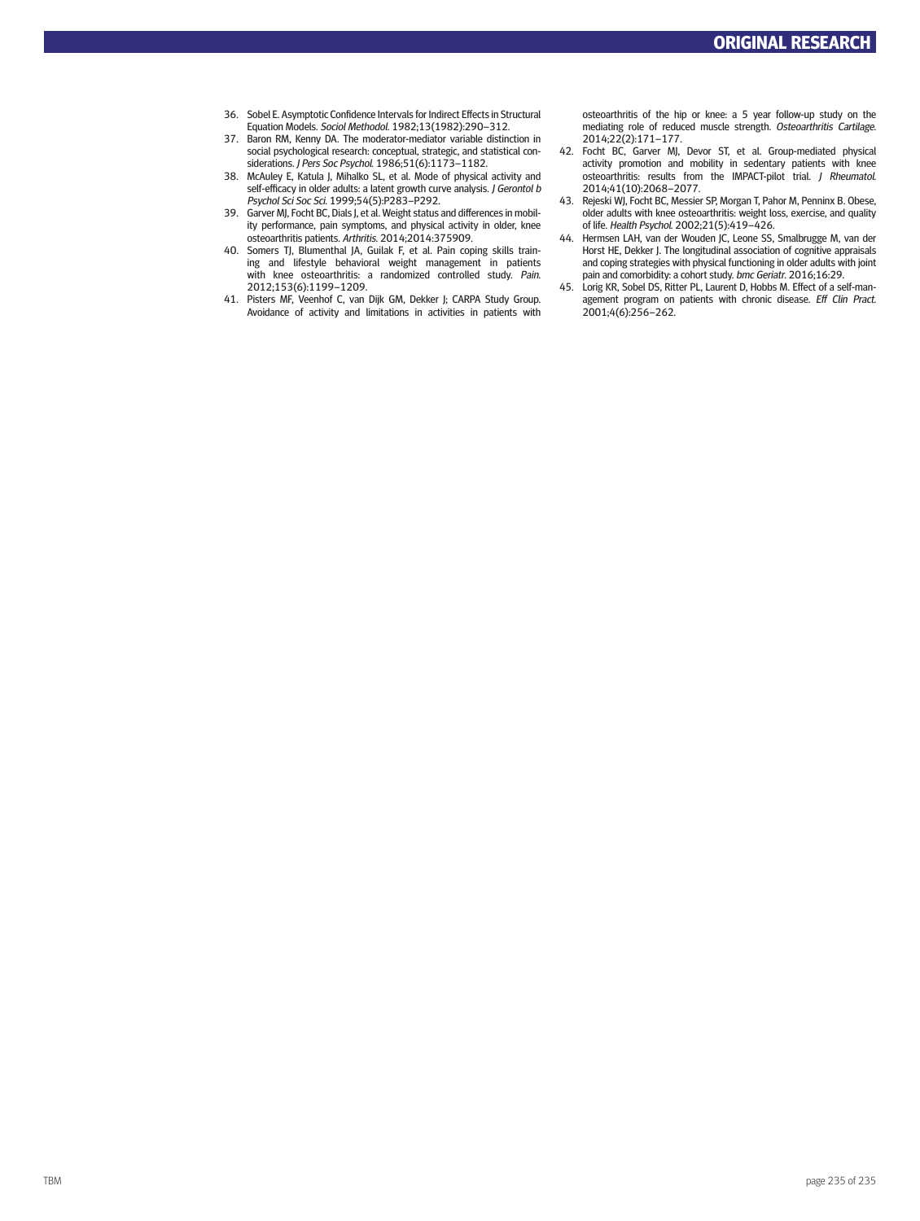36. Sobel E. Asymptotic Confidence Intervals for Indirect Effects in Structural Equation Models. *Sociol Methodol.* 1982;13(1982):290–312.
37. Baron RM, Kenny DA. The moderator-mediator variable distinction in social psychological research: conceptual, strategic, and statistical considerations. *J Pers Soc Psychol.* 1986;51(6):1173–1182.
38. McAuley E, Katula J, Mihalko SL, et al. Mode of physical activity and self-efficacy in older adults: a latent growth curve analysis. *J Gerontol b Psychol Sci Soc Sci.* 1999;54(5):P283–P292.
39. Garver MJ, Focht BC, Dials J, et al. Weight status and differences in mobility performance, pain symptoms, and physical activity in older, knee osteoarthritis patients. *Arthritis.* 2014;2014:375909.
40. Somers TJ, Blumenthal JA, Guilak F, et al. Pain coping skills training and lifestyle behavioral weight management in patients with knee osteoarthritis: a randomized controlled study. *Pain.* 2012;153(6):1199–1209.
41. Pisters MF, Veenhof C, van Dijk GM, Dekker J; CARPA Study Group. Avoidance of activity and limitations in activities in patients with osteoarthritis of the hip or knee: a 5 year follow-up study on the mediating role of reduced muscle strength. *Osteoarthritis Cartilage.* 2014;22(2):171–177.
42. Focht BC, Garver MJ, Devor ST, et al. Group-mediated physical activity promotion and mobility in sedentary patients with knee osteoarthritis: results from the IMPACT-pilot trial. *J Rheumatol.* 2014;41(10):2068–2077.
43. Rejeski WJ, Focht BC, Messier SP, Morgan T, Pahor M, Penninx B. Obese, older adults with knee osteoarthritis: weight loss, exercise, and quality of life. *Health Psychol.* 2002;21(5):419–426.
44. Hermsen LAH, van der Wouden JC, Leone SS, Smalbrugge M, van der Horst HE, Dekker J. The longitudinal association of cognitive appraisals and coping strategies with physical functioning in older adults with joint pain and comorbidity: a cohort study. *bmc Geriatr.* 2016;16:29.
45. Lorig KR, Sobel DS, Ritter PL, Laurent D, Hobbs M. Effect of a self-management program on patients with chronic disease. *Eff Clin Pract.* 2001;4(6):256–262.